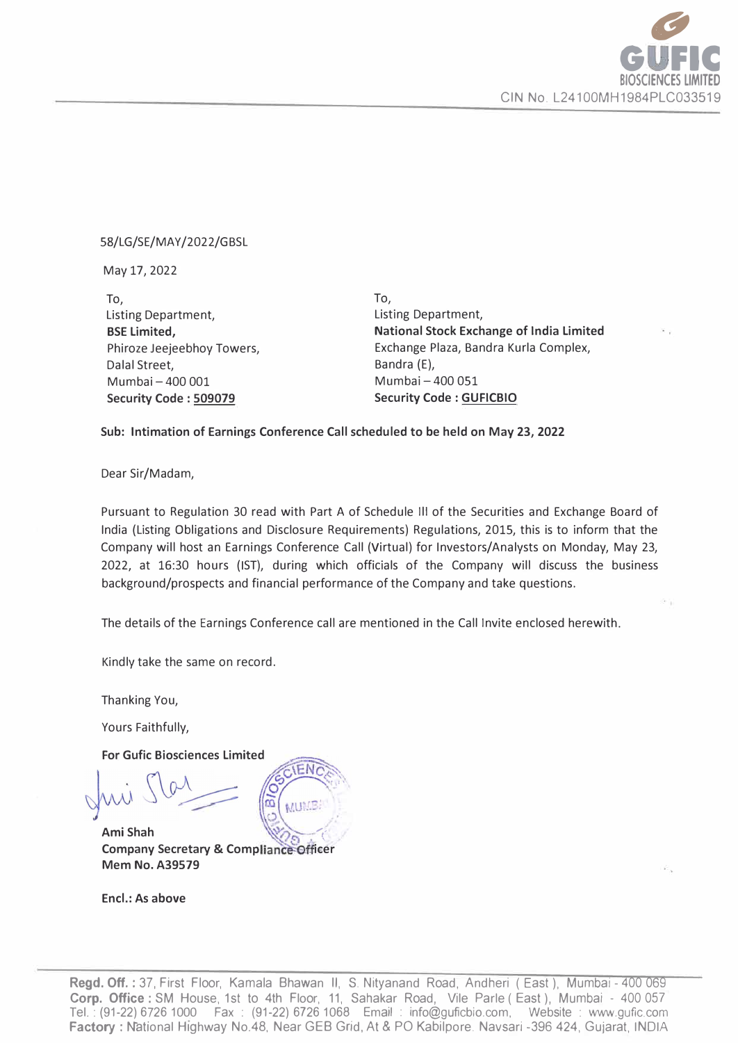GUFIC BIOSCIENCES LIMITED

CIN No. L24100MH1984PLC033519

58/LG/SE/MAY/2022/GBSL

May 17, 2022

To,
Listing Department,
**BSE Limited,**
Phiroze Jeejeebhoy Towers,
Dalal Street,
Mumbai – 400 001
**Security Code : 509079**

To,
Listing Department,
**National Stock Exchange of India Limited**
Exchange Plaza, Bandra Kurla Complex,
Bandra (E),
Mumbai – 400 051
**Security Code : GUFICBIO**

**Sub: Intimation of Earnings Conference Call scheduled to be held on May 23, 2022**

Dear Sir/Madam,

Pursuant to Regulation 30 read with Part A of Schedule III of the Securities and Exchange Board of India (Listing Obligations and Disclosure Requirements) Regulations, 2015, this is to inform that the Company will host an Earnings Conference Call (Virtual) for Investors/Analysts on Monday, May 23, 2022, at 16:30 hours (IST), during which officials of the Company will discuss the business background/prospects and financial performance of the Company and take questions.

The details of the Earnings Conference call are mentioned in the Call Invite enclosed herewith.

Kindly take the same on record.

Thanking You,

Yours Faithfully,

**For Gufic Biosciences Limited**

**Ami Shah**
**Company Secretary & Compliance Officer**
**Mem No. A39579**

**Encl.: As above**

**Regd. Off. :** 37, First Floor, Kamala Bhawan II, S. Nityanand Road, Andheri ( East ), Mumbai - 400 069
**Corp. Office :** SM House, 1st to 4th Floor, 11, Sahakar Road, Vile Parle ( East ), Mumbai - 400 057
Tel. : (91-22) 6726 1000 Fax : (91-22) 6726 1068 Email : info@guficbio.com, Website : www.gufic.com
**Factory :** National Highway No.48, Near GEB Grid, At & PO Kabilpore. Navsari -396 424, Gujarat, INDIA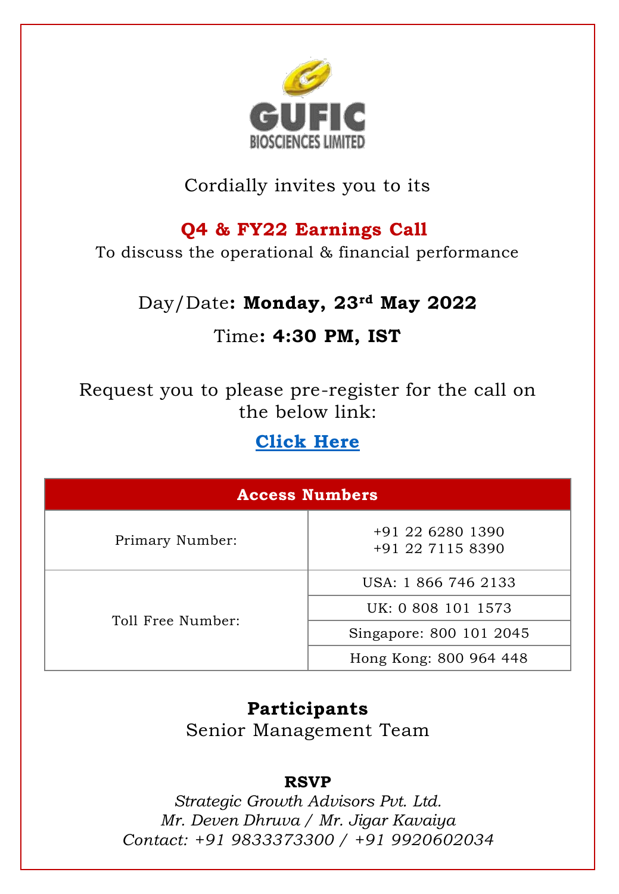GUFIC
BIOSCIENCES LIMITED

Cordially invites you to its

## Q4 & FY22 Earnings Call

To discuss the operational & financial performance

Day/Date: **Monday, 23rd May 2022**

Time: **4:30 PM, IST**

Request you to please pre-register for the call on the below link:

**Click Here**

| Access Numbers | |
|---|---|
| Primary Number: | +91 22 6280 1390<br>+91 22 7115 8390 |
| Toll Free Number: | USA: 1 866 746 2133 |
| | UK: 0 808 101 1573 |
| | Singapore: 800 101 2045 |
| | Hong Kong: 800 964 448 |

**Participants**

Senior Management Team

**RSVP**

*Strategic Growth Advisors Pvt. Ltd.*
*Mr. Deven Dhruva / Mr. Jigar Kavaiya*
*Contact: +91 9833373300 / +91 9920602034*